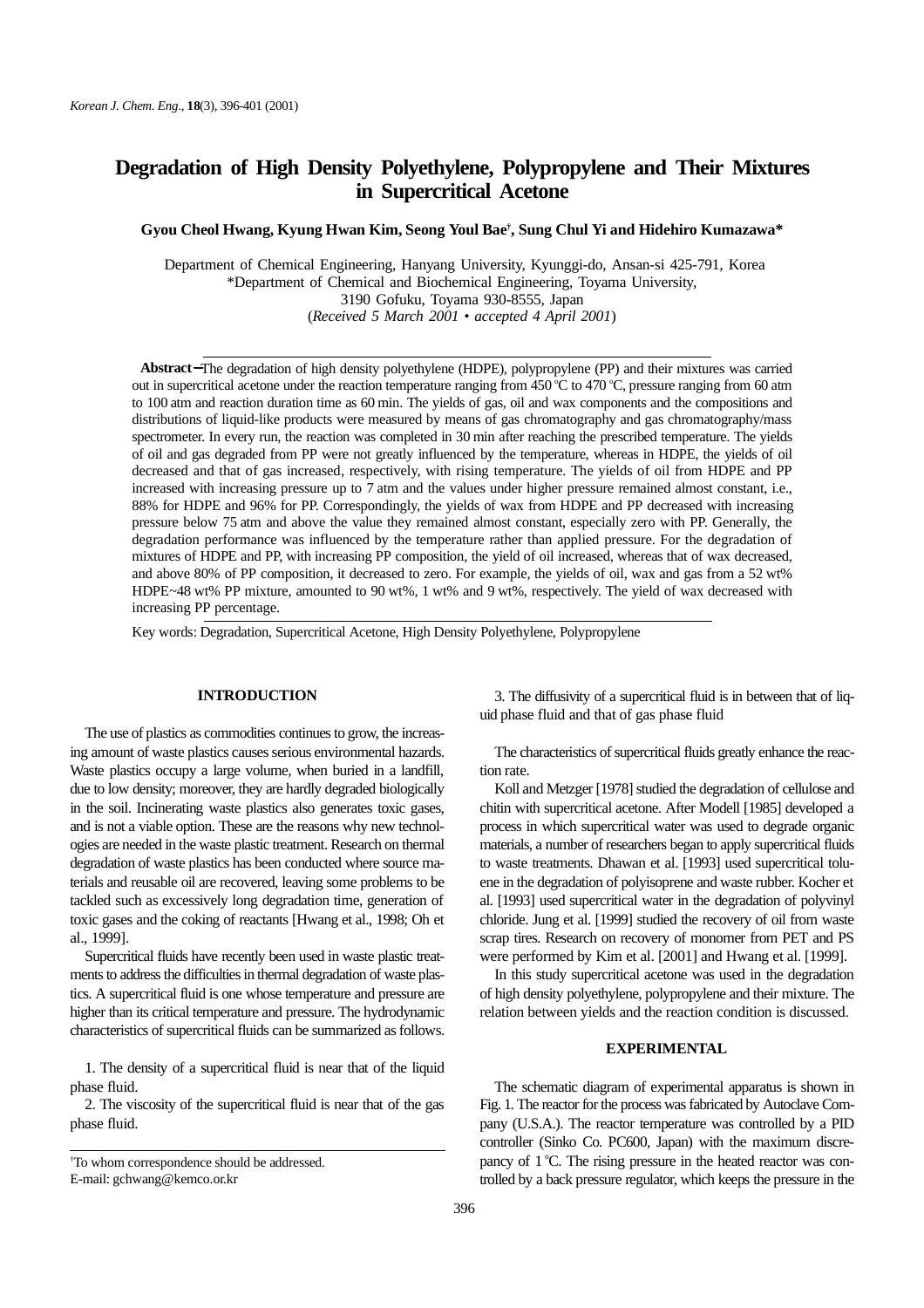# Degradation of High Density Polyethylene, Polypropylene and Their Mixtures in Supercritical Acetone

**Gyou Cheol Hwang, Kyung Hwan Kim, Seong Youl Bae†, Sung Chul Yi and Hidehiro Kumazawa***

Department of Chemical Engineering, Hanyang University, Kyunggi-do, Ansan-si 425-791, Korea
*Department of Chemical and Biochemical Engineering, Toyama University,
3190 Gofuku, Toyama 930-8555, Japan
(*Received 5 March 2001 • accepted 4 April 2001*)

**Abstract**−The degradation of high density polyethylene (HDPE), polypropylene (PP) and their mixtures was carried out in supercritical acetone under the reaction temperature ranging from 450 °C to 470 °C, pressure ranging from 60 atm to 100 atm and reaction duration time as 60 min. The yields of gas, oil and wax components and the compositions and distributions of liquid-like products were measured by means of gas chromatography and gas chromatography/mass spectrometer. In every run, the reaction was completed in 30 min after reaching the prescribed temperature. The yields of oil and gas degraded from PP were not greatly influenced by the temperature, whereas in HDPE, the yields of oil decreased and that of gas increased, respectively, with rising temperature. The yields of oil from HDPE and PP increased with increasing pressure up to 7 atm and the values under higher pressure remained almost constant, i.e., 88% for HDPE and 96% for PP. Correspondingly, the yields of wax from HDPE and PP decreased with increasing pressure below 75 atm and above the value they remained almost constant, especially zero with PP. Generally, the degradation performance was influenced by the temperature rather than applied pressure. For the degradation of mixtures of HDPE and PP, with increasing PP composition, the yield of oil increased, whereas that of wax decreased, and above 80% of PP composition, it decreased to zero. For example, the yields of oil, wax and gas from a 52 wt% HDPE~48 wt% PP mixture, amounted to 90 wt%, 1 wt% and 9 wt%, respectively. The yield of wax decreased with increasing PP percentage.

Key words: Degradation, Supercritical Acetone, High Density Polyethylene, Polypropylene

## INTRODUCTION

The use of plastics as commodities continues to grow, the increasing amount of waste plastics causes serious environmental hazards. Waste plastics occupy a large volume, when buried in a landfill, due to low density; moreover, they are hardly degraded biologically in the soil. Incinerating waste plastics also generates toxic gases, and is not a viable option. These are the reasons why new technologies are needed in the waste plastic treatment. Research on thermal degradation of waste plastics has been conducted where source materials and reusable oil are recovered, leaving some problems to be tackled such as excessively long degradation time, generation of toxic gases and the coking of reactants [Hwang et al., 1998; Oh et al., 1999].

Supercritical fluids have recently been used in waste plastic treatments to address the difficulties in thermal degradation of waste plastics. A supercritical fluid is one whose temperature and pressure are higher than its critical temperature and pressure. The hydrodynamic characteristics of supercritical fluids can be summarized as follows.

1. The density of a supercritical fluid is near that of the liquid phase fluid.
2. The viscosity of the supercritical fluid is near that of the gas phase fluid.
3. The diffusivity of a supercritical fluid is in between that of liquid phase fluid and that of gas phase fluid

The characteristics of supercritical fluids greatly enhance the reaction rate.

Koll and Metzger [1978] studied the degradation of cellulose and chitin with supercritical acetone. After Modell [1985] developed a process in which supercritical water was used to degrade organic materials, a number of researchers began to apply supercritical fluids to waste treatments. Dhawan et al. [1993] used supercritical toluene in the degradation of polyisoprene and waste rubber. Kocher et al. [1993] used supercritical water in the degradation of polyvinyl chloride. Jung et al. [1999] studied the recovery of oil from waste scrap tires. Research on recovery of monomer from PET and PS were performed by Kim et al. [2001] and Hwang et al. [1999].

In this study supercritical acetone was used in the degradation of high density polyethylene, polypropylene and their mixture. The relation between yields and the reaction condition is discussed.

## EXPERIMENTAL

The schematic diagram of experimental apparatus is shown in Fig. 1. The reactor for the process was fabricated by Autoclave Company (U.S.A.). The reactor temperature was controlled by a PID controller (Sinko Co. PC600, Japan) with the maximum discrepancy of 1 °C. The rising pressure in the heated reactor was controlled by a back pressure regulator, which keeps the pressure in the

†To whom correspondence should be addressed.
E-mail: gchwang@kemco.or.kr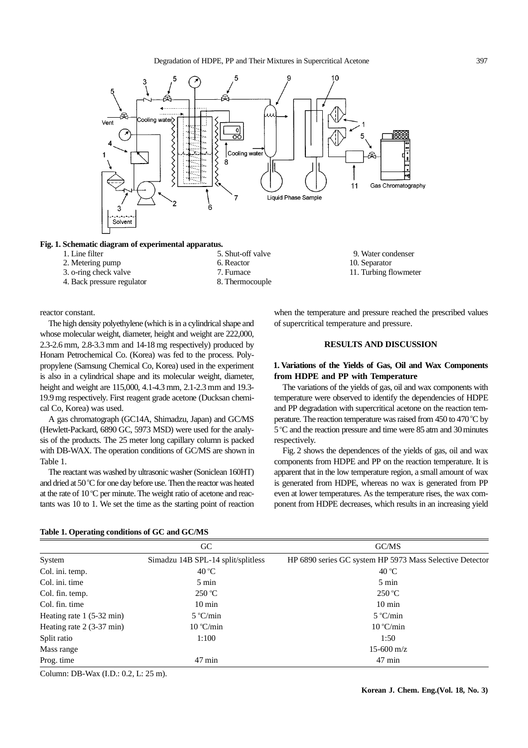**Fig. 1. Schematic diagram of experimental apparatus.**

1. Line filter
2. Metering pump
3. o-ring check valve
4. Back pressure regulator
5. Shut-off valve
6. Reactor
7. Furnace
8. Thermocouple
9. Water condenser
10. Separator
11. Turbing flowmeter

reactor constant.

The high density polyethylene (which is in a cylindrical shape and whose molecular weight, diameter, height and weight are 222,000, 2.3-2.6 mm, 2.8-3.3 mm and 14-18 mg respectively) produced by Honam Petrochemical Co. (Korea) was fed to the process. Polypropylene (Samsung Chemical Co, Korea) used in the experiment is also in a cylindrical shape and its molecular weight, diameter, height and weight are 115,000, 4.1-4.3 mm, 2.1-2.3 mm and 19.3-19.9 mg respectively. First reagent grade acetone (Ducksan chemical Co, Korea) was used.

A gas chromatograph (GC14A, Shimadzu, Japan) and GC/MS (Hewlett-Packard, 6890 GC, 5973 MSD) were used for the analysis of the products. The 25 meter long capillary column is packed with DB-WAX. The operation conditions of GC/MS are shown in Table 1.

The reactant was washed by ultrasonic washer (Soniclean 160HT) and dried at 50 °C for one day before use. Then the reactor was heated at the rate of 10 °C per minute. The weight ratio of acetone and reactants was 10 to 1. We set the time as the starting point of reaction when the temperature and pressure reached the prescribed values of supercritical temperature and pressure.

## RESULTS AND DISCUSSION

### 1. Variations of the Yields of Gas, Oil and Wax Components from HDPE and PP with Temperature

The variations of the yields of gas, oil and wax components with temperature were observed to identify the dependencies of HDPE and PP degradation with supercritical acetone on the reaction temperature. The reaction temperature was raised from 450 to 470 °C by 5 °C and the reaction pressure and time were 85 atm and 30 minutes respectively.

Fig. 2 shows the dependences of the yields of gas, oil and wax components from HDPE and PP on the reaction temperature. It is apparent that in the low temperature region, a small amount of wax is generated from HDPE, whereas no wax is generated from PP even at lower temperatures. As the temperature rises, the wax component from HDPE decreases, which results in an increasing yield

**Table 1. Operating conditions of GC and GC/MS**

| | GC | GC/MS |
|---|---|---|
| System | Simadzu 14B SPL-14 split/splitless | HP 6890 series GC system HP 5973 Mass Selective Detector |
| Col. ini. temp. | 40 °C | 40 °C |
| Col. ini. time | 5 min | 5 min |
| Col. fin. temp. | 250 °C | 250 °C |
| Col. fin. time | 10 min | 10 min |
| Heating rate 1 (5-32 min) | 5 °C/min | 5 °C/min |
| Heating rate 2 (3-37 min) | 10 °C/min | 10 °C/min |
| Split ratio | 1:100 | 1:50 |
| Mass range | | 15-600 m/z |
| Prog. time | 47 min | 47 min |

Column: DB-Wax (I.D.: 0.2, L: 25 m).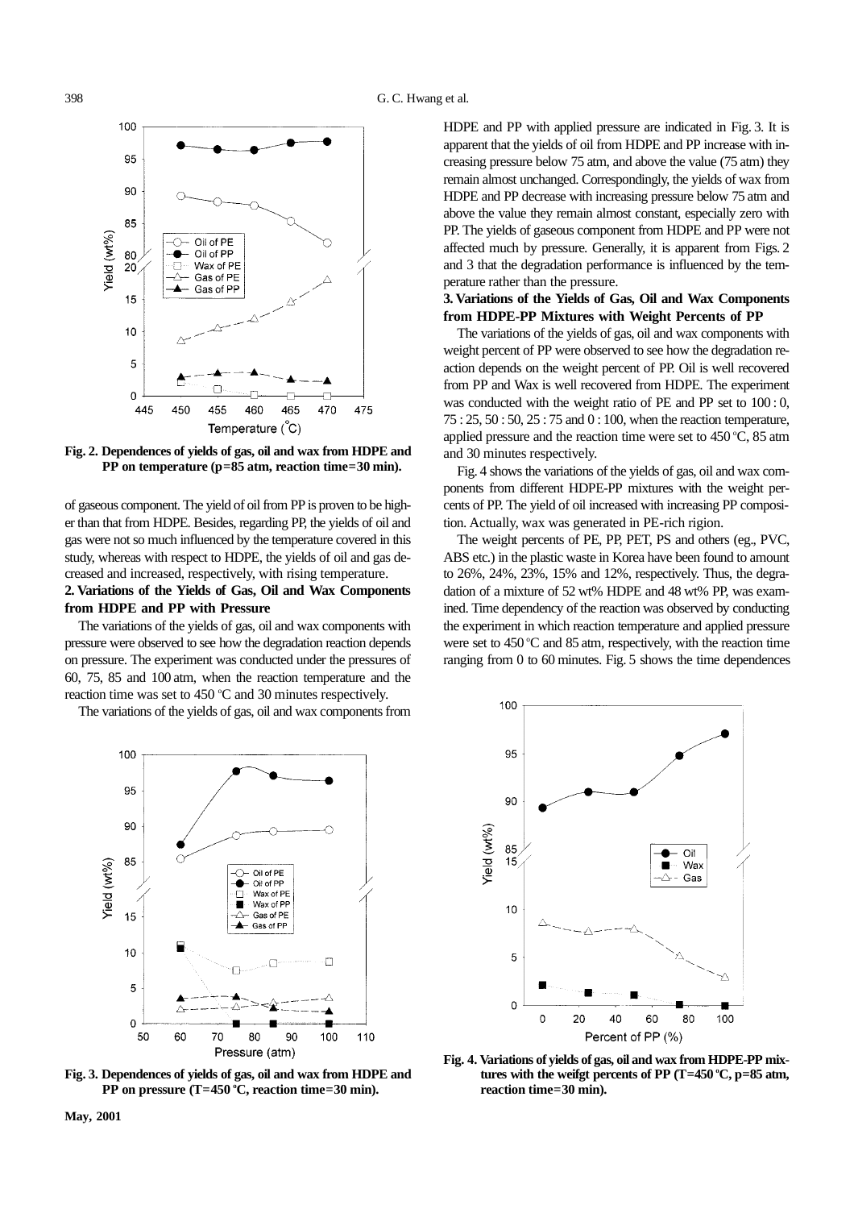Fig. 2. Dependences of yields of gas, oil and wax from HDPE and PP on temperature (p=85 atm, reaction time=30 min).

of gaseous component. The yield of oil from PP is proven to be higher than that from HDPE. Besides, regarding PP, the yields of oil and gas were not so much influenced by the temperature covered in this study, whereas with respect to HDPE, the yields of oil and gas decreased and increased, respectively, with rising temperature.

**2. Variations of the Yields of Gas, Oil and Wax Components from HDPE and PP with Pressure**

The variations of the yields of gas, oil and wax components with pressure were observed to see how the degradation reaction depends on pressure. The experiment was conducted under the pressures of 60, 75, 85 and 100 atm, when the reaction temperature and the reaction time was set to 450 °C and 30 minutes respectively.

The variations of the yields of gas, oil and wax components from HDPE and PP with applied pressure are indicated in Fig. 3. It is apparent that the yields of oil from HDPE and PP increase with increasing pressure below 75 atm, and above the value (75 atm) they remain almost unchanged. Correspondingly, the yields of wax from HDPE and PP decrease with increasing pressure below 75 atm and above the value they remain almost constant, especially zero with PP. The yields of gaseous component from HDPE and PP were not affected much by pressure. Generally, it is apparent from Figs. 2 and 3 that the degradation performance is influenced by the temperature rather than the pressure.

**3. Variations of the Yields of Gas, Oil and Wax Components from HDPE-PP Mixtures with Weight Percents of PP**

The variations of the yields of gas, oil and wax components with weight percent of PP were observed to see how the degradation reaction depends on the weight percent of PP. Oil is well recovered from PP and Wax is well recovered from HDPE. The experiment was conducted with the weight ratio of PE and PP set to 100 : 0, 75 : 25, 50 : 50, 25 : 75 and 0 : 100, when the reaction temperature, applied pressure and the reaction time were set to 450 °C, 85 atm and 30 minutes respectively.

Fig. 4 shows the variations of the yields of gas, oil and wax components from different HDPE-PP mixtures with the weight percents of PP. The yield of oil increased with increasing PP composition. Actually, wax was generated in PE-rich rigion.

The weight percents of PE, PP, PET, PS and others (eg., PVC, ABS etc.) in the plastic waste in Korea have been found to amount to 26%, 24%, 23%, 15% and 12%, respectively. Thus, the degradation of a mixture of 52 wt% HDPE and 48 wt% PP, was examined. Time dependency of the reaction was observed by conducting the experiment in which reaction temperature and applied pressure were set to 450 °C and 85 atm, respectively, with the reaction time ranging from 0 to 60 minutes. Fig. 5 shows the time dependences

Fig. 3. Dependences of yields of gas, oil and wax from HDPE and PP on pressure (T=450 °C, reaction time=30 min).

Fig. 4. Variations of yields of gas, oil and wax from HDPE-PP mixtures with the weifgt percents of PP (T=450 °C, p=85 atm, reaction time=30 min).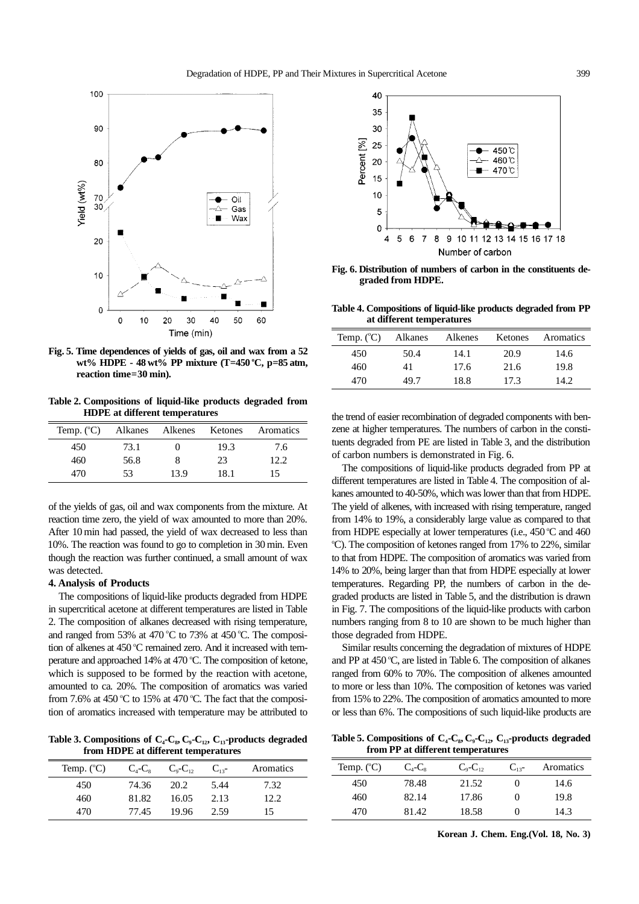Fig. 5. Time dependences of yields of gas, oil and wax from a 52 wt% HDPE - 48 wt% PP mixture (T=450 °C, p=85 atm, reaction time=30 min).

**Table 2. Compositions of liquid-like products degraded from HDPE at different temperatures**

| Temp. (°C) | Alkanes | Alkenes | Ketones | Aromatics |
|---|---|---|---|---|
| 450 | 73.1 | 0 | 19.3 | 7.6 |
| 460 | 56.8 | 8 | 23 | 12.2 |
| 470 | 53 | 13.9 | 18.1 | 15 |

of the yields of gas, oil and wax components from the mixture. At reaction time zero, the yield of wax amounted to more than 20%. After 10 min had passed, the yield of wax decreased to less than 10%. The reaction was found to go to completion in 30 min. Even though the reaction was further continued, a small amount of wax was detected.

**4. Analysis of Products**

The compositions of liquid-like products degraded from HDPE in supercritical acetone at different temperatures are listed in Table 2. The composition of alkanes decreased with rising temperature, and ranged from 53% at 470 °C to 73% at 450 °C. The composition of alkenes at 450 °C remained zero. And it increased with temperature and approached 14% at 470 °C. The composition of ketone, which is supposed to be formed by the reaction with acetone, amounted to ca. 20%. The composition of aromatics was varied from 7.6% at 450 °C to 15% at 470 °C. The fact that the composition of aromatics increased with temperature may be attributed to the trend of easier recombination of degraded components with benzene at higher temperatures. The numbers of carbon in the constituents degraded from PE are listed in Table 3, and the distribution of carbon numbers is demonstrated in Fig. 6.

**Table 3. Compositions of $C_4$-$C_8$, $C_9$-$C_{12}$, $C_{13}$-products degraded from HDPE at different temperatures**

| Temp. (°C) | $C_4$-$C_8$ | $C_9$-$C_{12}$ | $C_{13}$- | Aromatics |
|---|---|---|---|---|
| 450 | 74.36 | 20.2 | 5.44 | 7.32 |
| 460 | 81.82 | 16.05 | 2.13 | 12.2 |
| 470 | 77.45 | 19.96 | 2.59 | 15 |

Fig. 6. Distribution of numbers of carbon in the constituents degraded from HDPE.

**Table 4. Compositions of liquid-like products degraded from PP at different temperatures**

| Temp. (°C) | Alkanes | Alkenes | Ketones | Aromatics |
|---|---|---|---|---|
| 450 | 50.4 | 14.1 | 20.9 | 14.6 |
| 460 | 41 | 17.6 | 21.6 | 19.8 |
| 470 | 49.7 | 18.8 | 17.3 | 14.2 |

The compositions of liquid-like products degraded from PP at different temperatures are listed in Table 4. The composition of alkanes amounted to 40-50%, which was lower than that from HDPE. The yield of alkenes, with increased with rising temperature, ranged from 14% to 19%, a considerably large value as compared to that from HDPE especially at lower temperatures (i.e., 450 °C and 460 °C). The composition of ketones ranged from 17% to 22%, similar to that from HDPE. The composition of aromatics was varied from 14% to 20%, being larger than that from HDPE especially at lower temperatures. Regarding PP, the numbers of carbon in the degraded products are listed in Table 5, and the distribution is drawn in Fig. 7. The compositions of the liquid-like products with carbon numbers ranging from 8 to 10 are shown to be much higher than those degraded from HDPE.

Similar results concerning the degradation of mixtures of HDPE and PP at 450 °C, are listed in Table 6. The composition of alkanes ranged from 60% to 70%. The composition of alkenes amounted to more or less than 10%. The composition of ketones was varied from 15% to 22%. The composition of aromatics amounted to more or less than 6%. The compositions of such liquid-like products are

**Table 5. Compositions of $C_4$-$C_8$, $C_9$-$C_{12}$, $C_{13}$-products degraded from PP at different temperatures**

| Temp. (°C) | $C_4$-$C_8$ | $C_9$-$C_{12}$ | $C_{13}$- | Aromatics |
|---|---|---|---|---|
| 450 | 78.48 | 21.52 | 0 | 14.6 |
| 460 | 82.14 | 17.86 | 0 | 19.8 |
| 470 | 81.42 | 18.58 | 0 | 14.3 |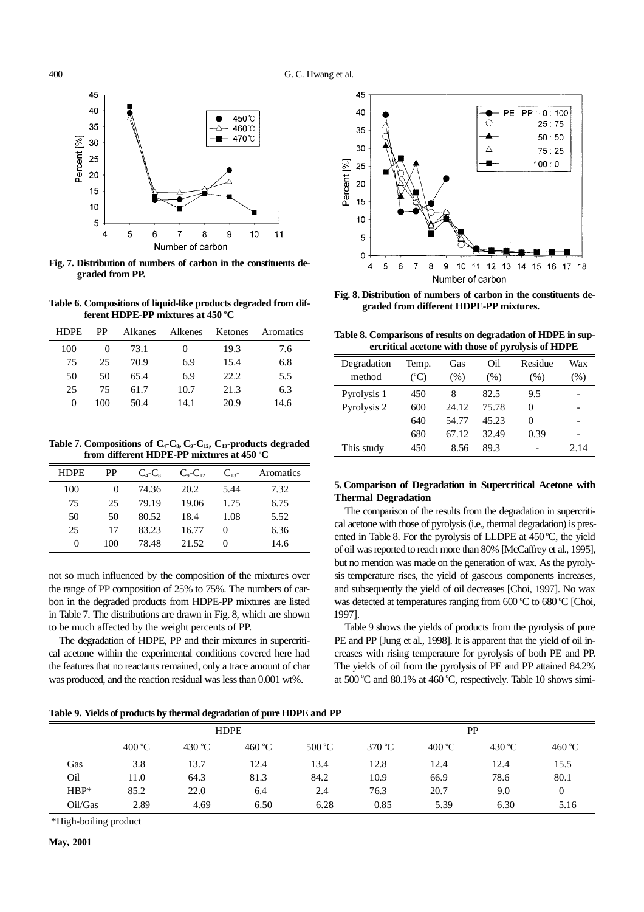**Fig. 7. Distribution of numbers of carbon in the constituents degraded from PP.**

**Table 6. Compositions of liquid-like products degraded from different HDPE-PP mixtures at 450 °C**

| HDPE | PP | Alkanes | Alkenes | Ketones | Aromatics |
|---|---|---|---|---|---|
| 100 | 0 | 73.1 | 0 | 19.3 | 7.6 |
| 75 | 25 | 70.9 | 6.9 | 15.4 | 6.8 |
| 50 | 50 | 65.4 | 6.9 | 22.2 | 5.5 |
| 25 | 75 | 61.7 | 10.7 | 21.3 | 6.3 |
| 0 | 100 | 50.4 | 14.1 | 20.9 | 14.6 |

**Table 7. Compositions of $C_4$-$C_8$, $C_9$-$C_{12}$, $C_{13}$-products degraded from different HDPE-PP mixtures at 450 °C**

| HDPE | PP | $C_4$-$C_8$ | $C_9$-$C_{12}$ | $C_{13}$- | Aromatics |
|---|---|---|---|---|---|
| 100 | 0 | 74.36 | 20.2 | 5.44 | 7.32 |
| 75 | 25 | 79.19 | 19.06 | 1.75 | 6.75 |
| 50 | 50 | 80.52 | 18.4 | 1.08 | 5.52 |
| 25 | 17 | 83.23 | 16.77 | 0 | 6.36 |
| 0 | 100 | 78.48 | 21.52 | 0 | 14.6 |

not so much influenced by the composition of the mixtures over the range of PP composition of 25% to 75%. The numbers of carbon in the degraded products from HDPE-PP mixtures are listed in Table 7. The distributions are drawn in Fig. 8, which are shown to be much affected by the weight percents of PP.

The degradation of HDPE, PP and their mixtures in supercritical acetone within the experimental conditions covered here had the features that no reactants remained, only a trace amount of char was produced, and the reaction residual was less than 0.001 wt%.

**Fig. 8. Distribution of numbers of carbon in the constituents degraded from different HDPE-PP mixtures.**

**Table 8. Comparisons of results on degradation of HDPE in supercritical acetone with those of pyrolysis of HDPE**

| Degradation method | Temp. (°C) | Gas (%) | Oil (%) | Residue (%) | Wax (%) |
|---|---|---|---|---|---|
| Pyrolysis 1 | 450 | 8 | 82.5 | 9.5 | - |
| Pyrolysis 2 | 600 | 24.12 | 75.78 | 0 | - |
| | 640 | 54.77 | 45.23 | 0 | - |
| | 680 | 67.12 | 32.49 | 0.39 | - |
| This study | 450 | 8.56 | 89.3 | - | 2.14 |

## 5. Comparison of Degradation in Supercritical Acetone with Thermal Degradation

The comparison of the results from the degradation in supercritical acetone with those of pyrolysis (i.e., thermal degradation) is presented in Table 8. For the pyrolysis of LLDPE at 450 °C, the yield of oil was reported to reach more than 80% [McCaffrey et al., 1995], but no mention was made on the generation of wax. As the pyrolysis temperature rises, the yield of gaseous components increases, and subsequently the yield of oil decreases [Choi, 1997]. No wax was detected at temperatures ranging from 600 °C to 680 °C [Choi, 1997].

Table 9 shows the yields of products from the pyrolysis of pure PE and PP [Jung et al., 1998]. It is apparent that the yield of oil increases with rising temperature for pyrolysis of both PE and PP. The yields of oil from the pyrolysis of PE and PP attained 84.2% at 500 °C and 80.1% at 460 °C, respectively. Table 10 shows simi-

**Table 9. Yields of products by thermal degradation of pure HDPE and PP**

| | HDPE | | | | PP | | | |
|---|---|---|---|---|---|---|---|---|
| | 400 °C | 430 °C | 460 °C | 500 °C | 370 °C | 400 °C | 430 °C | 460 °C |
| Gas | 3.8 | 13.7 | 12.4 | 13.4 | 12.8 | 12.4 | 12.4 | 15.5 |
| Oil | 11.0 | 64.3 | 81.3 | 84.2 | 10.9 | 66.9 | 78.6 | 80.1 |
| HBP* | 85.2 | 22.0 | 6.4 | 2.4 | 76.3 | 20.7 | 9.0 | 0 |
| Oil/Gas | 2.89 | 4.69 | 6.50 | 6.28 | 0.85 | 5.39 | 6.30 | 5.16 |

*High-boiling product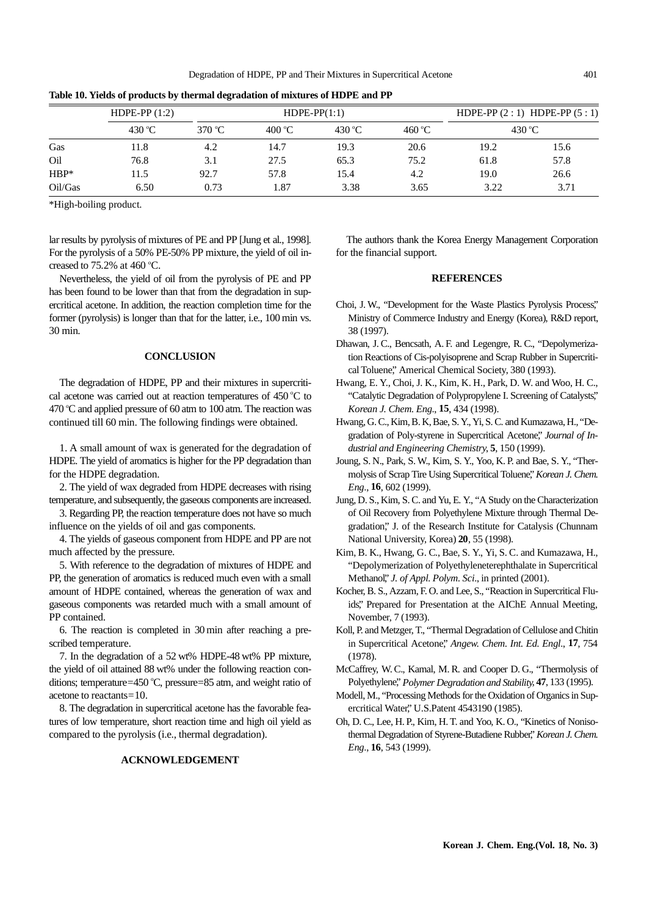**Table 10. Yields of products by thermal degradation of mixtures of HDPE and PP**

| | HDPE-PP (1:2) | HDPE-PP(1:1) | | | | HDPE-PP (2 : 1) | HDPE-PP (5 : 1) |
|---|---|---|---|---|---|---|---|
| | 430 °C | 370 °C | 400 °C | 430 °C | 460 °C | 430 °C | |
| Gas | 11.8 | 4.2 | 14.7 | 19.3 | 20.6 | 19.2 | 15.6 |
| Oil | 76.8 | 3.1 | 27.5 | 65.3 | 75.2 | 61.8 | 57.8 |
| HBP* | 11.5 | 92.7 | 57.8 | 15.4 | 4.2 | 19.0 | 26.6 |
| Oil/Gas | 6.50 | 0.73 | 1.87 | 3.38 | 3.65 | 3.22 | 3.71 |

*High-boiling product.

lar results by pyrolysis of mixtures of PE and PP [Jung et al., 1998]. For the pyrolysis of a 50% PE-50% PP mixture, the yield of oil increased to 75.2% at 460 °C.

Nevertheless, the yield of oil from the pyrolysis of PE and PP has been found to be lower than that from the degradation in supercritical acetone. In addition, the reaction completion time for the former (pyrolysis) is longer than that for the latter, i.e., 100 min vs. 30 min.

## CONCLUSION

The degradation of HDPE, PP and their mixtures in supercritical acetone was carried out at reaction temperatures of 450 °C to 470 °C and applied pressure of 60 atm to 100 atm. The reaction was continued till 60 min. The following findings were obtained.

1. A small amount of wax is generated for the degradation of HDPE. The yield of aromatics is higher for the PP degradation than for the HDPE degradation.

2. The yield of wax degraded from HDPE decreases with rising temperature, and subsequently, the gaseous components are increased.

3. Regarding PP, the reaction temperature does not have so much influence on the yields of oil and gas components.

4. The yields of gaseous component from HDPE and PP are not much affected by the pressure.

5. With reference to the degradation of mixtures of HDPE and PP, the generation of aromatics is reduced much even with a small amount of HDPE contained, whereas the generation of wax and gaseous components was retarded much with a small amount of PP contained.

6. The reaction is completed in 30 min after reaching a prescribed temperature.

7. In the degradation of a 52 wt% HDPE-48 wt% PP mixture, the yield of oil attained 88 wt% under the following reaction conditions; temperature=450 °C, pressure=85 atm, and weight ratio of acetone to reactants=10.

8. The degradation in supercritical acetone has the favorable features of low temperature, short reaction time and high oil yield as compared to the pyrolysis (i.e., thermal degradation).

## ACKNOWLEDGEMENT

The authors thank the Korea Energy Management Corporation for the financial support.

## REFERENCES

Choi, J. W., "Development for the Waste Plastics Pyrolysis Process," Ministry of Commerce Industry and Energy (Korea), R&D report, 38 (1997).

Dhawan, J. C., Bencsath, A. F. and Legengre, R. C., "Depolymerization Reactions of Cis-polyisoprene and Scrap Rubber in Supercritical Toluene," Americal Chemical Society, 380 (1993).

Hwang, E. Y., Choi, J. K., Kim, K. H., Park, D. W. and Woo, H. C., "Catalytic Degradation of Polypropylene I. Screening of Catalysts," *Korean J. Chem. Eng.*, **15**, 434 (1998).

Hwang, G. C., Kim, B. K, Bae, S. Y., Yi, S. C. and Kumazawa, H., "Degradation of Poly-styrene in Supercritical Acetone," *Journal of Industrial and Engineering Chemistry*, **5**, 150 (1999).

Joung, S. N., Park, S. W., Kim, S. Y., Yoo, K. P. and Bae, S. Y., "Thermolysis of Scrap Tire Using Supercritical Toluene," *Korean J. Chem. Eng.*, **16**, 602 (1999).

Jung, D. S., Kim, S. C. and Yu, E. Y., "A Study on the Characterization of Oil Recovery from Polyethylene Mixture through Thermal Degradation," J. of the Research Institute for Catalysis (Chunnam National University, Korea) **20**, 55 (1998).

Kim, B. K., Hwang, G. C., Bae, S. Y., Yi, S. C. and Kumazawa, H., "Depolymerization of Polyethyleneterephthalate in Supercritical Methanol," *J. of Appl. Polym. Sci.*, in printed (2001).

Kocher, B. S., Azzam, F. O. and Lee, S., "Reaction in Supercritical Fluids," Prepared for Presentation at the AIChE Annual Meeting, November, 7 (1993).

Koll, P. and Metzger, T., "Thermal Degradation of Cellulose and Chitin in Supercritical Acetone," *Angew. Chem. Int. Ed. Engl.*, **17**, 754 (1978).

McCaffrey, W. C., Kamal, M. R. and Cooper D. G., "Thermolysis of Polyethylene," *Polymer Degradation and Stability*, **47**, 133 (1995).

Modell, M., "Processing Methods for the Oxidation of Organics in Supercritical Water," U.S.Patent 4543190 (1985).

Oh, D. C., Lee, H. P., Kim, H. T. and Yoo, K. O., "Kinetics of Nonisothermal Degradation of Styrene-Butadiene Rubber," *Korean J. Chem. Eng.*, **16**, 543 (1999).